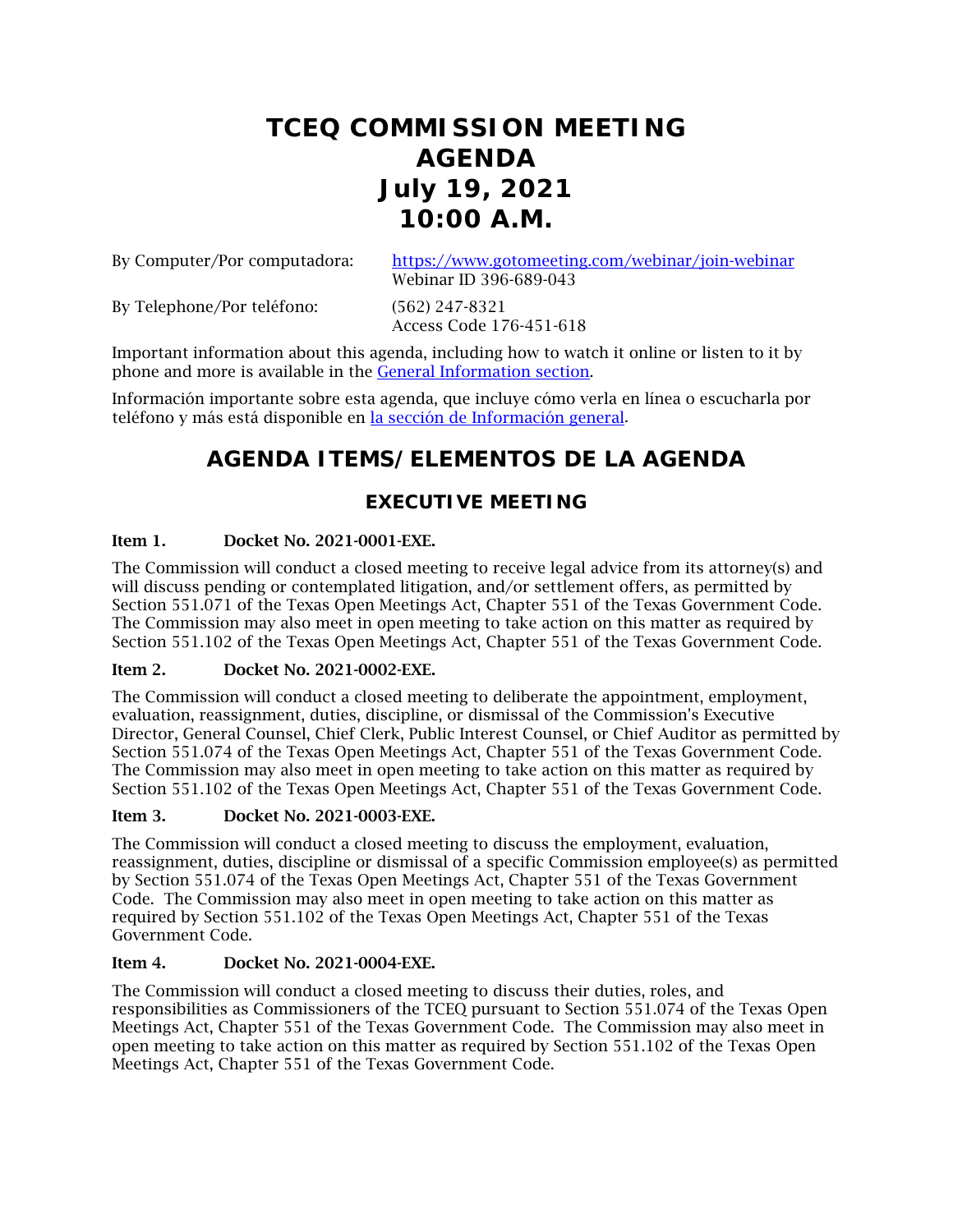# TCEQ COMMISSION MEETING AGENDA July 19, 2021 10:00 A.M.

By Computer/Por computadora: [https://www.gotomeeting.com/webinar/join-webinar](https://www.gotomeeting.com/webinar/join-webinar)
Webinar ID 396-689-043

By Telephone/Por teléfono: (562) 247-8321
Access Code 176-451-618

Important information about this agenda, including how to watch it online or listen to it by phone and more is available in the General Information section.

Información importante sobre esta agenda, que incluye cómo verla en línea o escucharla por teléfono y más está disponible en la sección de Información general.

## AGENDA ITEMS/ELEMENTOS DE LA AGENDA

### EXECUTIVE MEETING

**Item 1. Docket No. 2021-0001-EXE.**

The Commission will conduct a closed meeting to receive legal advice from its attorney(s) and will discuss pending or contemplated litigation, and/or settlement offers, as permitted by Section 551.071 of the Texas Open Meetings Act, Chapter 551 of the Texas Government Code. The Commission may also meet in open meeting to take action on this matter as required by Section 551.102 of the Texas Open Meetings Act, Chapter 551 of the Texas Government Code.

**Item 2. Docket No. 2021-0002-EXE.**

The Commission will conduct a closed meeting to deliberate the appointment, employment, evaluation, reassignment, duties, discipline, or dismissal of the Commission's Executive Director, General Counsel, Chief Clerk, Public Interest Counsel, or Chief Auditor as permitted by Section 551.074 of the Texas Open Meetings Act, Chapter 551 of the Texas Government Code. The Commission may also meet in open meeting to take action on this matter as required by Section 551.102 of the Texas Open Meetings Act, Chapter 551 of the Texas Government Code.

**Item 3. Docket No. 2021-0003-EXE.**

The Commission will conduct a closed meeting to discuss the employment, evaluation, reassignment, duties, discipline or dismissal of a specific Commission employee(s) as permitted by Section 551.074 of the Texas Open Meetings Act, Chapter 551 of the Texas Government Code. The Commission may also meet in open meeting to take action on this matter as required by Section 551.102 of the Texas Open Meetings Act, Chapter 551 of the Texas Government Code.

**Item 4. Docket No. 2021-0004-EXE.**

The Commission will conduct a closed meeting to discuss their duties, roles, and responsibilities as Commissioners of the TCEQ pursuant to Section 551.074 of the Texas Open Meetings Act, Chapter 551 of the Texas Government Code. The Commission may also meet in open meeting to take action on this matter as required by Section 551.102 of the Texas Open Meetings Act, Chapter 551 of the Texas Government Code.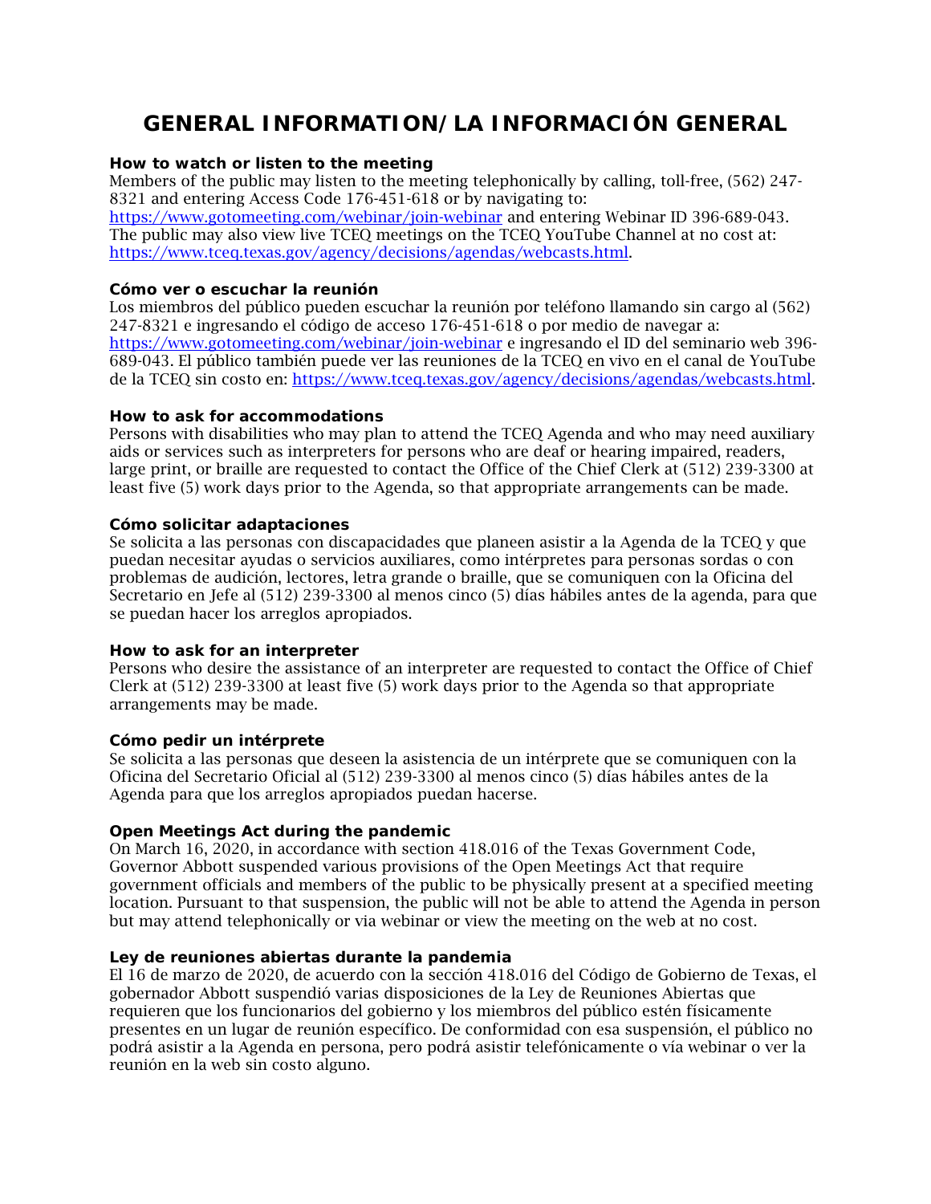# GENERAL INFORMATION/LA INFORMACIÓN GENERAL

### How to watch or listen to the meeting

Members of the public may listen to the meeting telephonically by calling, toll-free, (562) 247-8321 and entering Access Code 176-451-618 or by navigating to: https://www.gotomeeting.com/webinar/join-webinar and entering Webinar ID 396-689-043. The public may also view live TCEQ meetings on the TCEQ YouTube Channel at no cost at: https://www.tceq.texas.gov/agency/decisions/agendas/webcasts.html.

### Cómo ver o escuchar la reunión

Los miembros del público pueden escuchar la reunión por teléfono llamando sin cargo al (562) 247-8321 e ingresando el código de acceso 176-451-618 o por medio de navegar a: https://www.gotomeeting.com/webinar/join-webinar e ingresando el ID del seminario web 396-689-043. El público también puede ver las reuniones de la TCEQ en vivo en el canal de YouTube de la TCEQ sin costo en: https://www.tceq.texas.gov/agency/decisions/agendas/webcasts.html.

### How to ask for accommodations

Persons with disabilities who may plan to attend the TCEQ Agenda and who may need auxiliary aids or services such as interpreters for persons who are deaf or hearing impaired, readers, large print, or braille are requested to contact the Office of the Chief Clerk at (512) 239-3300 at least five (5) work days prior to the Agenda, so that appropriate arrangements can be made.

### Cómo solicitar adaptaciones

Se solicita a las personas con discapacidades que planeen asistir a la Agenda de la TCEQ y que puedan necesitar ayudas o servicios auxiliares, como intérpretes para personas sordas o con problemas de audición, lectores, letra grande o braille, que se comuniquen con la Oficina del Secretario en Jefe al (512) 239-3300 al menos cinco (5) días hábiles antes de la agenda, para que se puedan hacer los arreglos apropiados.

### How to ask for an interpreter

Persons who desire the assistance of an interpreter are requested to contact the Office of Chief Clerk at (512) 239-3300 at least five (5) work days prior to the Agenda so that appropriate arrangements may be made.

### Cómo pedir un intérprete

Se solicita a las personas que deseen la asistencia de un intérprete que se comuniquen con la Oficina del Secretario Oficial al (512) 239-3300 al menos cinco (5) días hábiles antes de la Agenda para que los arreglos apropiados puedan hacerse.

### Open Meetings Act during the pandemic

On March 16, 2020, in accordance with section 418.016 of the Texas Government Code, Governor Abbott suspended various provisions of the Open Meetings Act that require government officials and members of the public to be physically present at a specified meeting location. Pursuant to that suspension, the public will not be able to attend the Agenda in person but may attend telephonically or via webinar or view the meeting on the web at no cost.

### Ley de reuniones abiertas durante la pandemia

El 16 de marzo de 2020, de acuerdo con la sección 418.016 del Código de Gobierno de Texas, el gobernador Abbott suspendió varias disposiciones de la Ley de Reuniones Abiertas que requieren que los funcionarios del gobierno y los miembros del público estén físicamente presentes en un lugar de reunión específico. De conformidad con esa suspensión, el público no podrá asistir a la Agenda en persona, pero podrá asistir telefónicamente o vía webinar o ver la reunión en la web sin costo alguno.